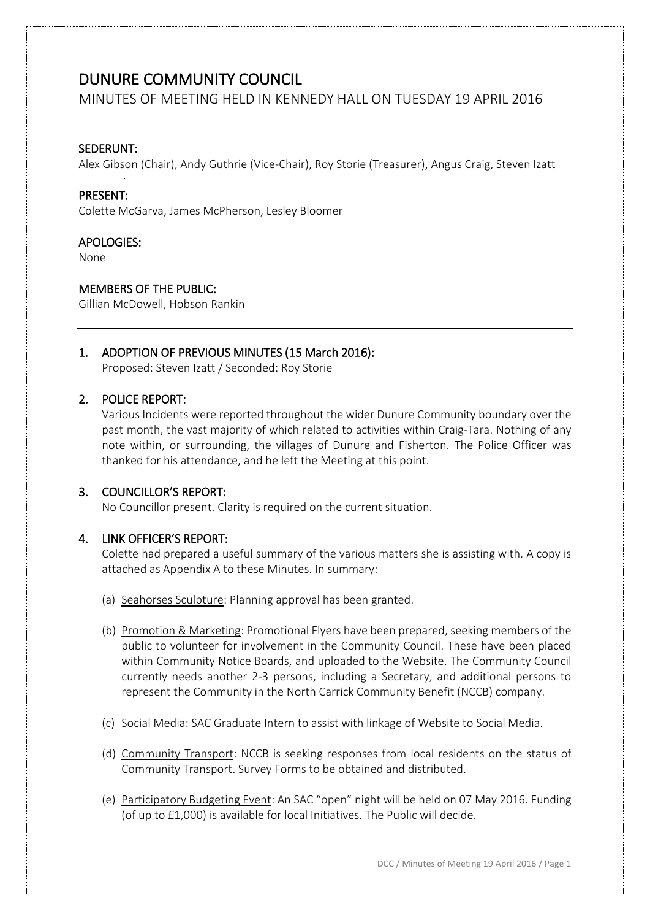# DUNURE COMMUNITY COUNCIL

MINUTES OF MEETING HELD IN KENNEDY HALL ON TUESDAY 19 APRIL 2016

---

## SEDERUNT:

Alex Gibson (Chair), Andy Guthrie (Vice-Chair), Roy Storie (Treasurer), Angus Craig, Steven Izatt

## PRESENT:

Colette McGarva, James McPherson, Lesley Bloomer

## APOLOGIES:

None

## MEMBERS OF THE PUBLIC:

Gillian McDowell, Hobson Rankin

---

## 1. ADOPTION OF PREVIOUS MINUTES (15 March 2016):

Proposed: Steven Izatt / Seconded: Roy Storie

## 2. POLICE REPORT:

Various Incidents were reported throughout the wider Dunure Community boundary over the past month, the vast majority of which related to activities within Craig-Tara. Nothing of any note within, or surrounding, the villages of Dunure and Fisherton. The Police Officer was thanked for his attendance, and he left the Meeting at this point.

## 3. COUNCILLOR'S REPORT:

No Councillor present. Clarity is required on the current situation.

## 4. LINK OFFICER'S REPORT:

Colette had prepared a useful summary of the various matters she is assisting with. A copy is attached as Appendix A to these Minutes. In summary:

(a) Seahorses Sculpture: Planning approval has been granted.

(b) Promotion & Marketing: Promotional Flyers have been prepared, seeking members of the public to volunteer for involvement in the Community Council. These have been placed within Community Notice Boards, and uploaded to the Website. The Community Council currently needs another 2-3 persons, including a Secretary, and additional persons to represent the Community in the North Carrick Community Benefit (NCCB) company.

(c) Social Media: SAC Graduate Intern to assist with linkage of Website to Social Media.

(d) Community Transport: NCCB is seeking responses from local residents on the status of Community Transport. Survey Forms to be obtained and distributed.

(e) Participatory Budgeting Event: An SAC "open" night will be held on 07 May 2016. Funding (of up to £1,000) is available for local Initiatives. The Public will decide.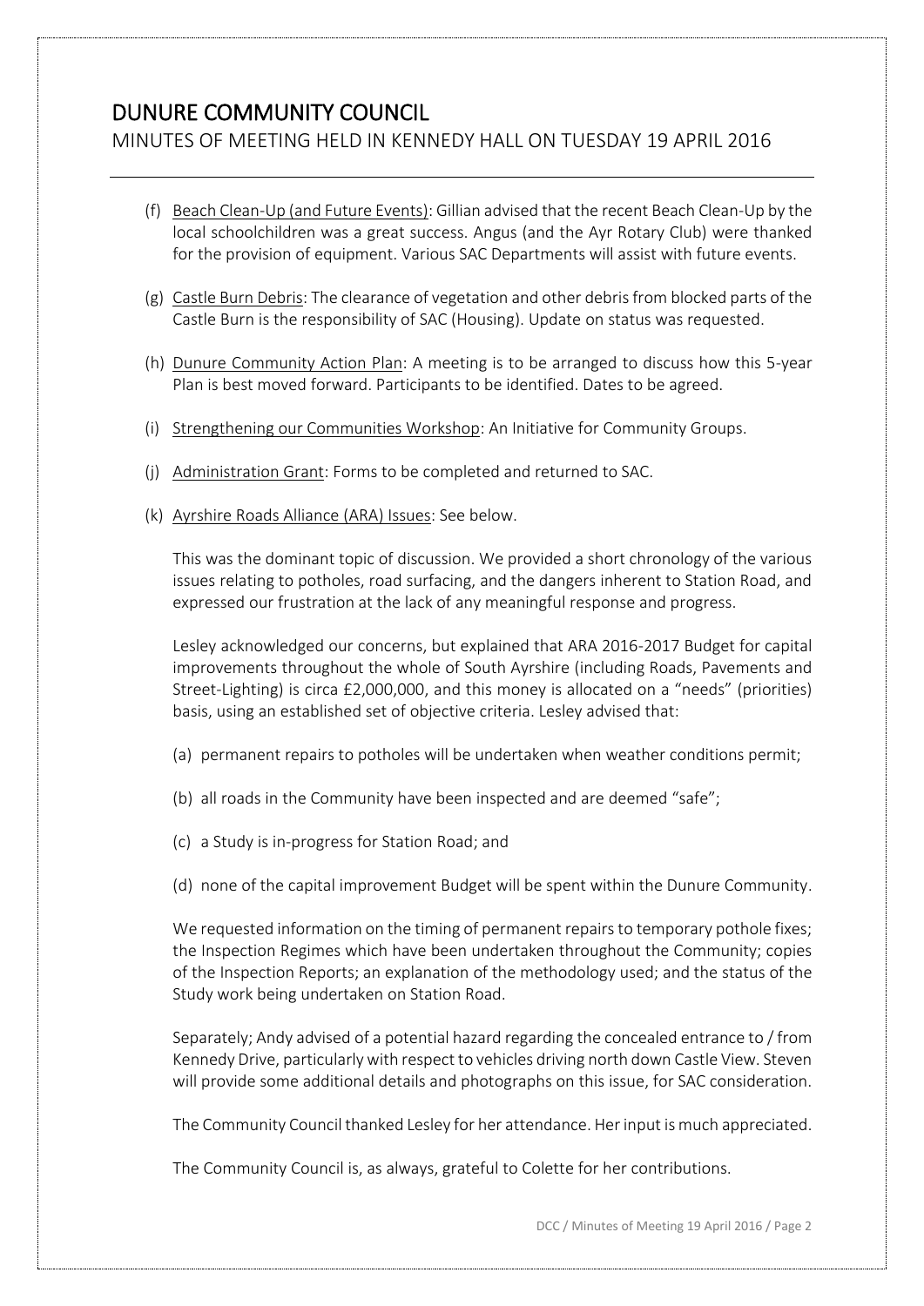# DUNURE COMMUNITY COUNCIL

## MINUTES OF MEETING HELD IN KENNEDY HALL ON TUESDAY 19 APRIL 2016

(f) Beach Clean-Up (and Future Events): Gillian advised that the recent Beach Clean-Up by the local schoolchildren was a great success. Angus (and the Ayr Rotary Club) were thanked for the provision of equipment. Various SAC Departments will assist with future events.

(g) Castle Burn Debris: The clearance of vegetation and other debris from blocked parts of the Castle Burn is the responsibility of SAC (Housing). Update on status was requested.

(h) Dunure Community Action Plan: A meeting is to be arranged to discuss how this 5-year Plan is best moved forward. Participants to be identified. Dates to be agreed.

(i) Strengthening our Communities Workshop: An Initiative for Community Groups.

(j) Administration Grant: Forms to be completed and returned to SAC.

(k) Ayrshire Roads Alliance (ARA) Issues: See below.

This was the dominant topic of discussion. We provided a short chronology of the various issues relating to potholes, road surfacing, and the dangers inherent to Station Road, and expressed our frustration at the lack of any meaningful response and progress.

Lesley acknowledged our concerns, but explained that ARA 2016-2017 Budget for capital improvements throughout the whole of South Ayrshire (including Roads, Pavements and Street-Lighting) is circa £2,000,000, and this money is allocated on a "needs" (priorities) basis, using an established set of objective criteria. Lesley advised that:

(a) permanent repairs to potholes will be undertaken when weather conditions permit;

(b) all roads in the Community have been inspected and are deemed "safe";

(c) a Study is in-progress for Station Road; and

(d) none of the capital improvement Budget will be spent within the Dunure Community.

We requested information on the timing of permanent repairs to temporary pothole fixes; the Inspection Regimes which have been undertaken throughout the Community; copies of the Inspection Reports; an explanation of the methodology used; and the status of the Study work being undertaken on Station Road.

Separately; Andy advised of a potential hazard regarding the concealed entrance to / from Kennedy Drive, particularly with respect to vehicles driving north down Castle View. Steven will provide some additional details and photographs on this issue, for SAC consideration.

The Community Council thanked Lesley for her attendance. Her input is much appreciated.

The Community Council is, as always, grateful to Colette for her contributions.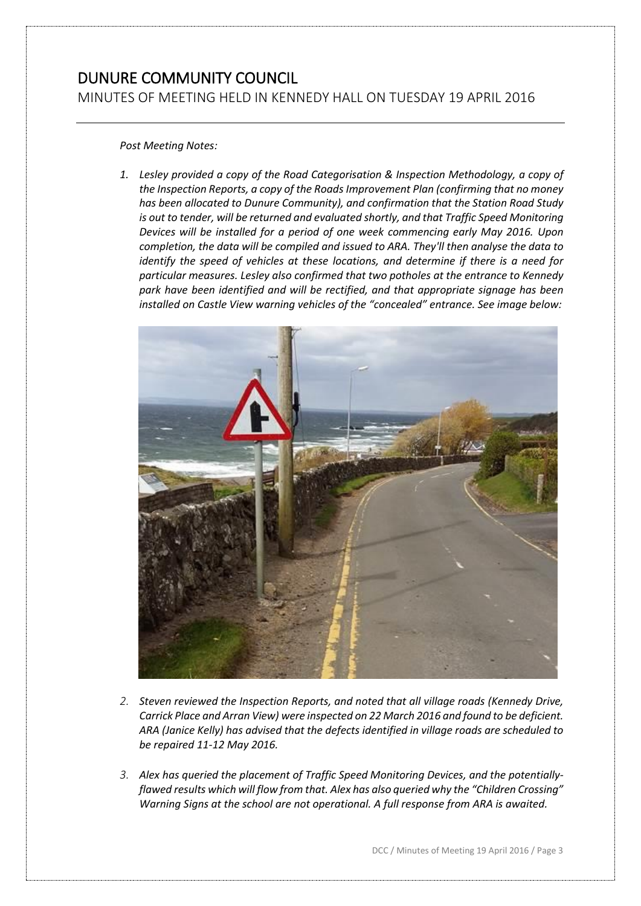# DUNURE COMMUNITY COUNCIL

## MINUTES OF MEETING HELD IN KENNEDY HALL ON TUESDAY 19 APRIL 2016

*Post Meeting Notes:*

1. *Lesley provided a copy of the Road Categorisation & Inspection Methodology, a copy of the Inspection Reports, a copy of the Roads Improvement Plan (confirming that no money has been allocated to Dunure Community), and confirmation that the Station Road Study is out to tender, will be returned and evaluated shortly, and that Traffic Speed Monitoring Devices will be installed for a period of one week commencing early May 2016. Upon completion, the data will be compiled and issued to ARA. They'll then analyse the data to identify the speed of vehicles at these locations, and determine if there is a need for particular measures. Lesley also confirmed that two potholes at the entrance to Kennedy park have been identified and will be rectified, and that appropriate signage has been installed on Castle View warning vehicles of the "concealed" entrance. See image below:*

2. *Steven reviewed the Inspection Reports, and noted that all village roads (Kennedy Drive, Carrick Place and Arran View) were inspected on 22 March 2016 and found to be deficient. ARA (Janice Kelly) has advised that the defects identified in village roads are scheduled to be repaired 11-12 May 2016.*

3. *Alex has queried the placement of Traffic Speed Monitoring Devices, and the potentially-flawed results which will flow from that. Alex has also queried why the "Children Crossing" Warning Signs at the school are not operational. A full response from ARA is awaited.*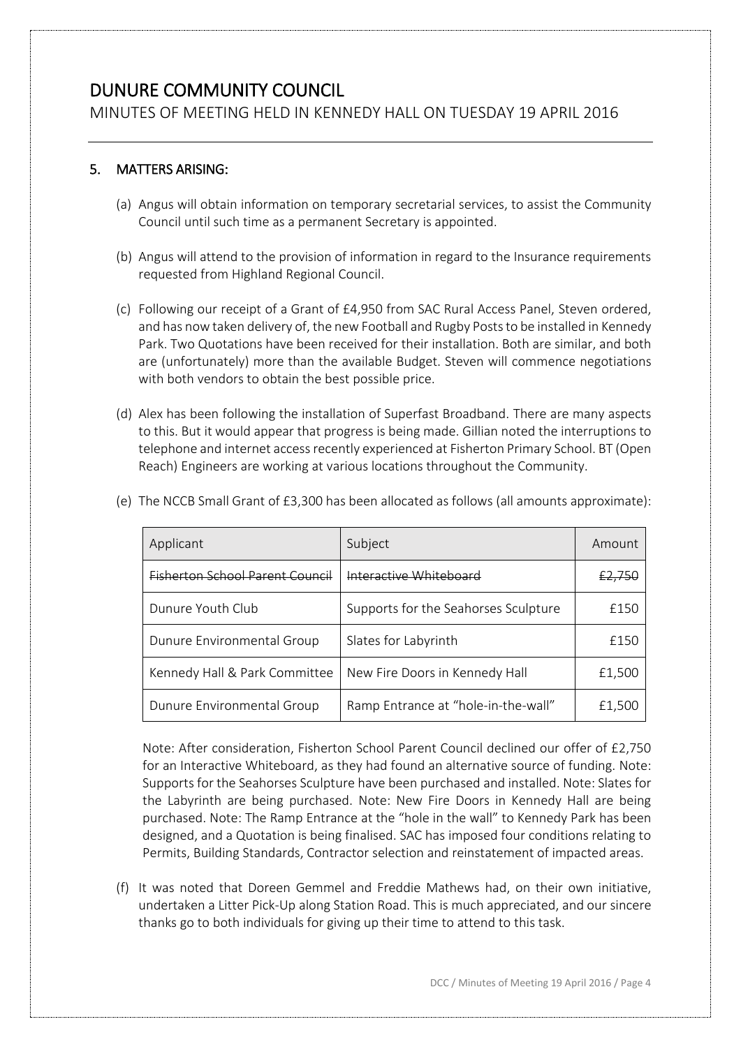# DUNURE COMMUNITY COUNCIL

## MINUTES OF MEETING HELD IN KENNEDY HALL ON TUESDAY 19 APRIL 2016

### 5. MATTERS ARISING:

(a) Angus will obtain information on temporary secretarial services, to assist the Community Council until such time as a permanent Secretary is appointed.

(b) Angus will attend to the provision of information in regard to the Insurance requirements requested from Highland Regional Council.

(c) Following our receipt of a Grant of £4,950 from SAC Rural Access Panel, Steven ordered, and has now taken delivery of, the new Football and Rugby Posts to be installed in Kennedy Park. Two Quotations have been received for their installation. Both are similar, and both are (unfortunately) more than the available Budget. Steven will commence negotiations with both vendors to obtain the best possible price.

(d) Alex has been following the installation of Superfast Broadband. There are many aspects to this. But it would appear that progress is being made. Gillian noted the interruptions to telephone and internet access recently experienced at Fisherton Primary School. BT (Open Reach) Engineers are working at various locations throughout the Community.

(e) The NCCB Small Grant of £3,300 has been allocated as follows (all amounts approximate):

| Applicant | Subject | Amount |
|---|---|---|
| ~~Fisherton School Parent Council~~ | ~~Interactive Whiteboard~~ | ~~£2,750~~ |
| Dunure Youth Club | Supports for the Seahorses Sculpture | £150 |
| Dunure Environmental Group | Slates for Labyrinth | £150 |
| Kennedy Hall & Park Committee | New Fire Doors in Kennedy Hall | £1,500 |
| Dunure Environmental Group | Ramp Entrance at "hole-in-the-wall" | £1,500 |

Note: After consideration, Fisherton School Parent Council declined our offer of £2,750 for an Interactive Whiteboard, as they had found an alternative source of funding. Note: Supports for the Seahorses Sculpture have been purchased and installed. Note: Slates for the Labyrinth are being purchased. Note: New Fire Doors in Kennedy Hall are being purchased. Note: The Ramp Entrance at the "hole in the wall" to Kennedy Park has been designed, and a Quotation is being finalised. SAC has imposed four conditions relating to Permits, Building Standards, Contractor selection and reinstatement of impacted areas.

(f) It was noted that Doreen Gemmel and Freddie Mathews had, on their own initiative, undertaken a Litter Pick-Up along Station Road. This is much appreciated, and our sincere thanks go to both individuals for giving up their time to attend to this task.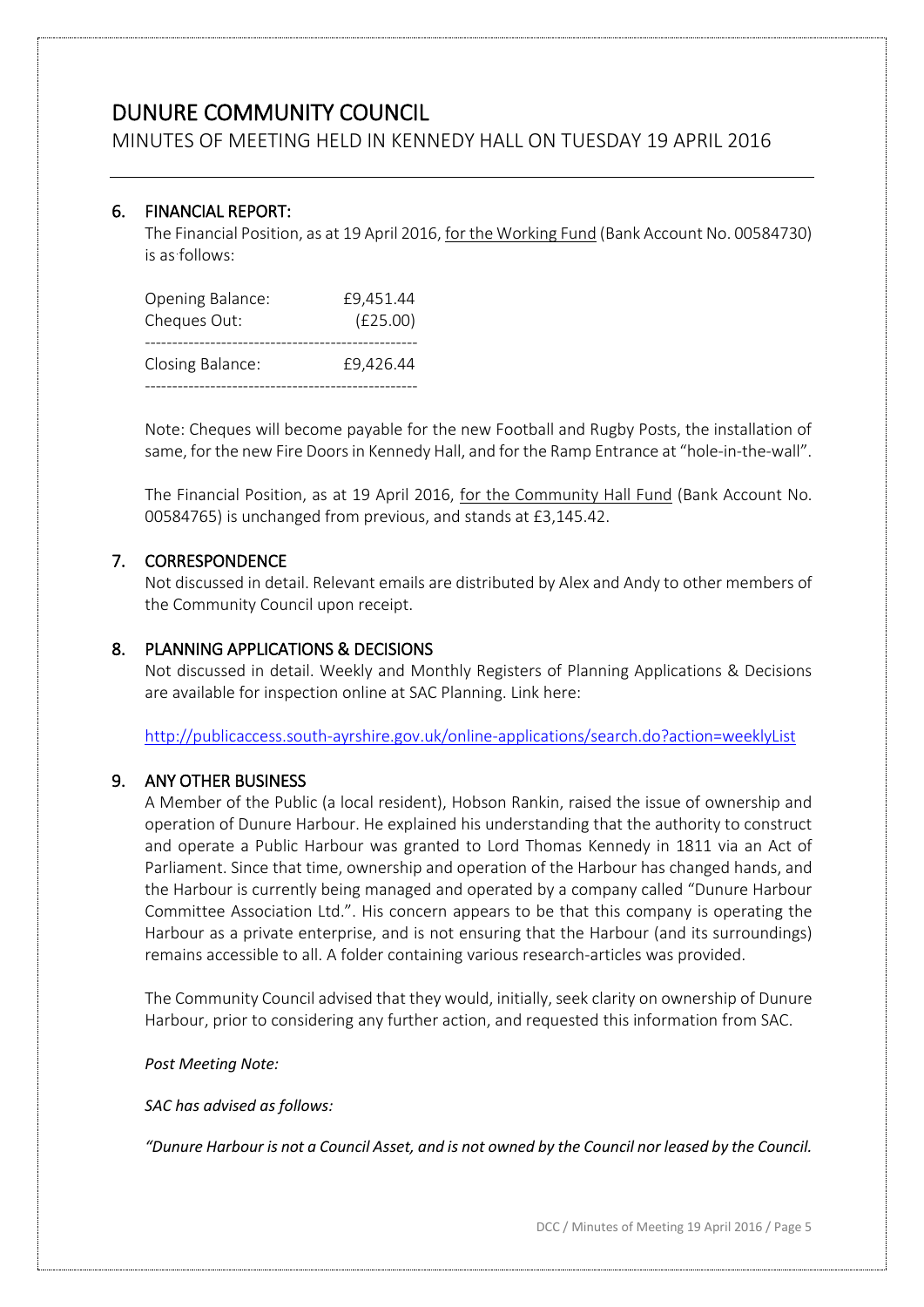# DUNURE COMMUNITY COUNCIL

MINUTES OF MEETING HELD IN KENNEDY HALL ON TUESDAY 19 APRIL 2016

## 6. FINANCIAL REPORT:

The Financial Position, as at 19 April 2016, for the Working Fund (Bank Account No. 00584730) is as follows:

| | |
|---|---|
| Opening Balance: | £9,451.44 |
| Cheques Out: | (£25.00) |
| Closing Balance: | £9,426.44 |

Note: Cheques will become payable for the new Football and Rugby Posts, the installation of same, for the new Fire Doors in Kennedy Hall, and for the Ramp Entrance at "hole-in-the-wall".

The Financial Position, as at 19 April 2016, for the Community Hall Fund (Bank Account No. 00584765) is unchanged from previous, and stands at £3,145.42.

## 7. CORRESPONDENCE

Not discussed in detail. Relevant emails are distributed by Alex and Andy to other members of the Community Council upon receipt.

## 8. PLANNING APPLICATIONS & DECISIONS

Not discussed in detail. Weekly and Monthly Registers of Planning Applications & Decisions are available for inspection online at SAC Planning. Link here:

http://publicaccess.south-ayrshire.gov.uk/online-applications/search.do?action=weeklyList

## 9. ANY OTHER BUSINESS

A Member of the Public (a local resident), Hobson Rankin, raised the issue of ownership and operation of Dunure Harbour. He explained his understanding that the authority to construct and operate a Public Harbour was granted to Lord Thomas Kennedy in 1811 via an Act of Parliament. Since that time, ownership and operation of the Harbour has changed hands, and the Harbour is currently being managed and operated by a company called "Dunure Harbour Committee Association Ltd.". His concern appears to be that this company is operating the Harbour as a private enterprise, and is not ensuring that the Harbour (and its surroundings) remains accessible to all. A folder containing various research-articles was provided.

The Community Council advised that they would, initially, seek clarity on ownership of Dunure Harbour, prior to considering any further action, and requested this information from SAC.

*Post Meeting Note:*

*SAC has advised as follows:*

*"Dunure Harbour is not a Council Asset, and is not owned by the Council nor leased by the Council.*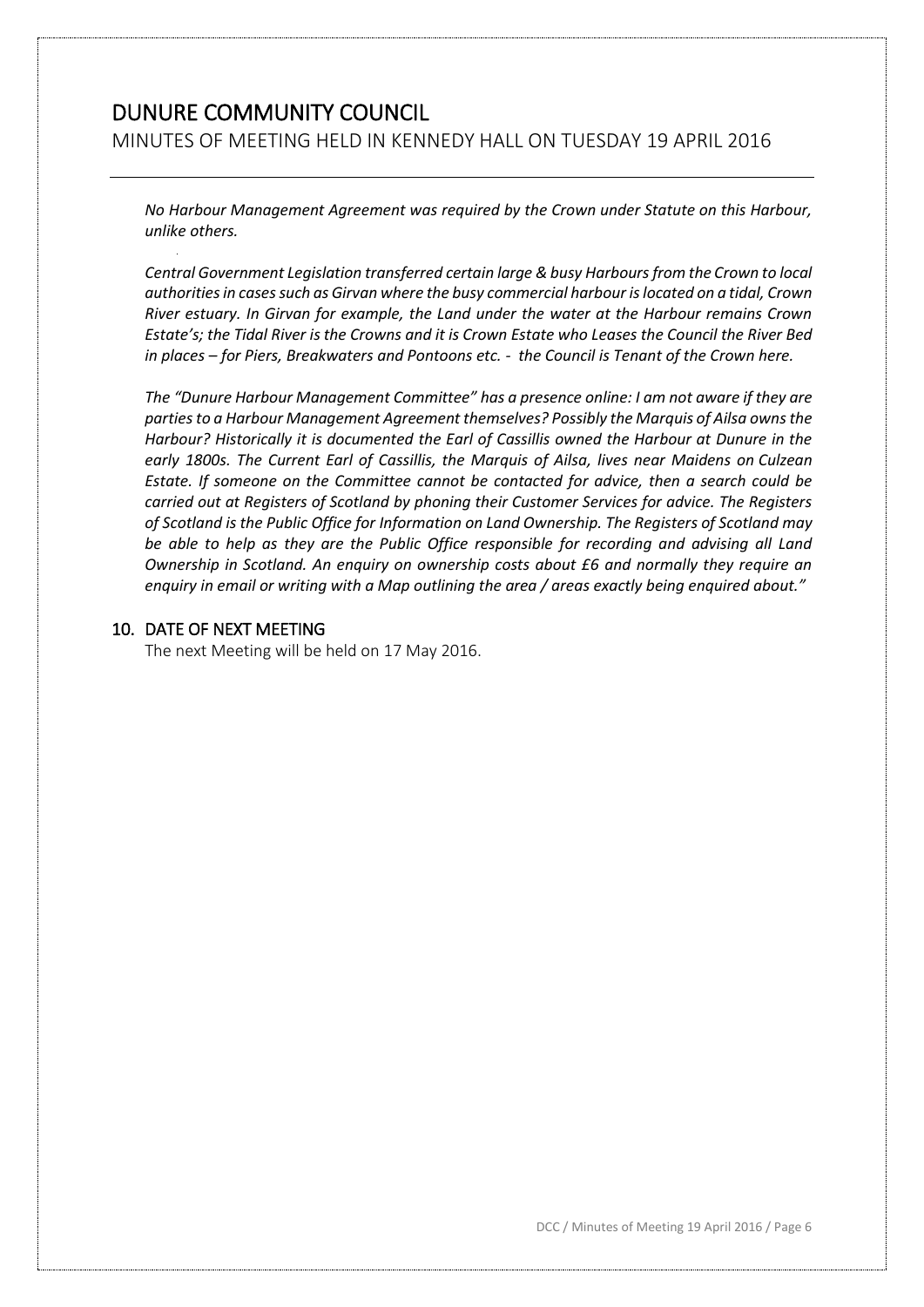*No Harbour Management Agreement was required by the Crown under Statute on this Harbour, unlike others.*

*Central Government Legislation transferred certain large & busy Harbours from the Crown to local authorities in cases such as Girvan where the busy commercial harbour is located on a tidal, Crown River estuary. In Girvan for example, the Land under the water at the Harbour remains Crown Estate's; the Tidal River is the Crowns and it is Crown Estate who Leases the Council the River Bed in places – for Piers, Breakwaters and Pontoons etc. - the Council is Tenant of the Crown here.*

*The "Dunure Harbour Management Committee" has a presence online: I am not aware if they are parties to a Harbour Management Agreement themselves? Possibly the Marquis of Ailsa owns the Harbour? Historically it is documented the Earl of Cassillis owned the Harbour at Dunure in the early 1800s. The Current Earl of Cassillis, the Marquis of Ailsa, lives near Maidens on Culzean Estate. If someone on the Committee cannot be contacted for advice, then a search could be carried out at Registers of Scotland by phoning their Customer Services for advice. The Registers of Scotland is the Public Office for Information on Land Ownership. The Registers of Scotland may be able to help as they are the Public Office responsible for recording and advising all Land Ownership in Scotland. An enquiry on ownership costs about £6 and normally they require an enquiry in email or writing with a Map outlining the area / areas exactly being enquired about."*

## 10. DATE OF NEXT MEETING

The next Meeting will be held on 17 May 2016.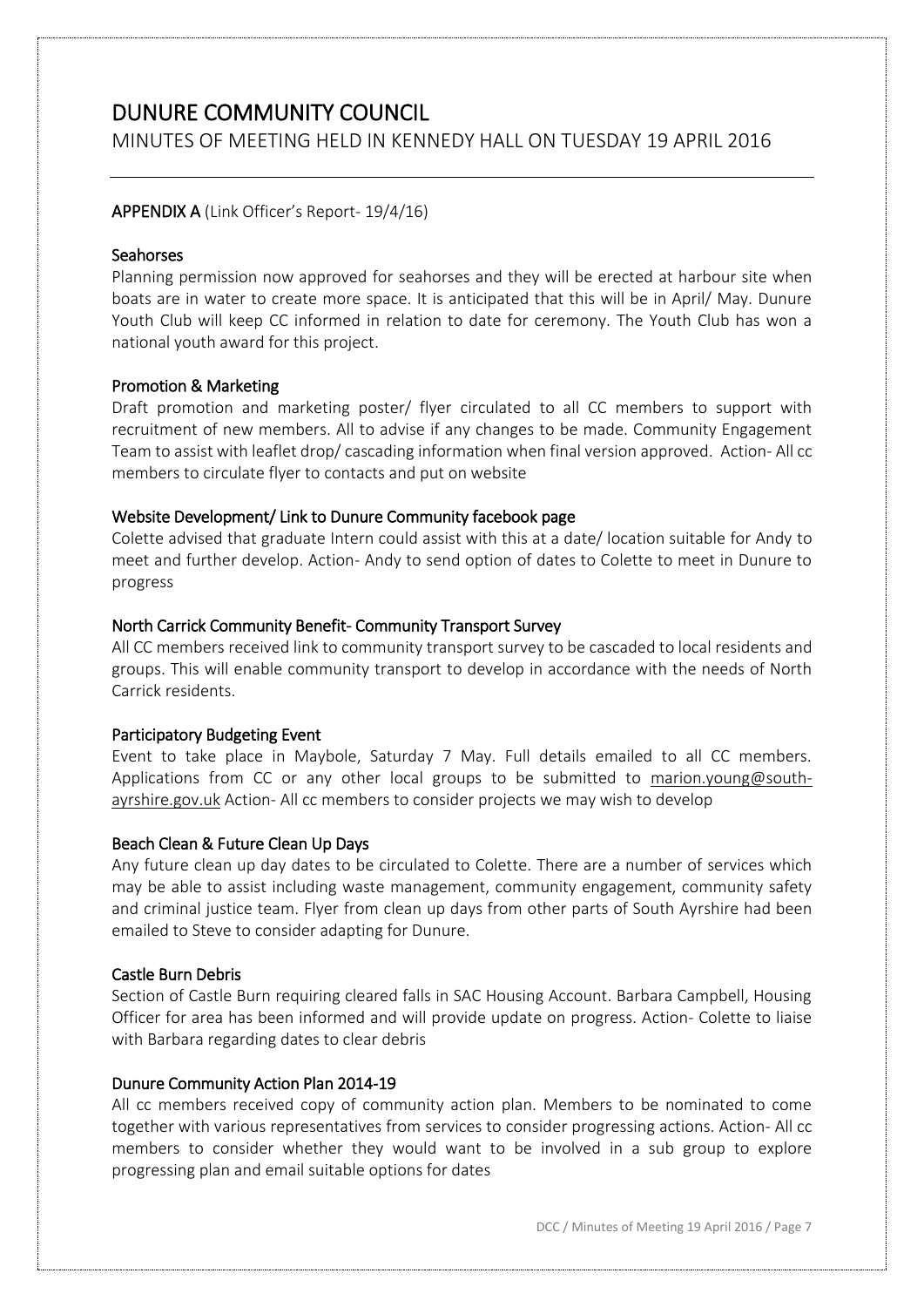# DUNURE COMMUNITY COUNCIL

## MINUTES OF MEETING HELD IN KENNEDY HALL ON TUESDAY 19 APRIL 2016

**APPENDIX A** (Link Officer's Report- 19/4/16)

### Seahorses

Planning permission now approved for seahorses and they will be erected at harbour site when boats are in water to create more space. It is anticipated that this will be in April/ May. Dunure Youth Club will keep CC informed in relation to date for ceremony. The Youth Club has won a national youth award for this project.

### Promotion & Marketing

Draft promotion and marketing poster/ flyer circulated to all CC members to support with recruitment of new members. All to advise if any changes to be made. Community Engagement Team to assist with leaflet drop/ cascading information when final version approved. Action- All cc members to circulate flyer to contacts and put on website

### Website Development/ Link to Dunure Community facebook page

Colette advised that graduate Intern could assist with this at a date/ location suitable for Andy to meet and further develop. Action- Andy to send option of dates to Colette to meet in Dunure to progress

### North Carrick Community Benefit- Community Transport Survey

All CC members received link to community transport survey to be cascaded to local residents and groups. This will enable community transport to develop in accordance with the needs of North Carrick residents.

### Participatory Budgeting Event

Event to take place in Maybole, Saturday 7 May. Full details emailed to all CC members. Applications from CC or any other local groups to be submitted to marion.young@south-ayrshire.gov.uk Action- All cc members to consider projects we may wish to develop

### Beach Clean & Future Clean Up Days

Any future clean up day dates to be circulated to Colette. There are a number of services which may be able to assist including waste management, community engagement, community safety and criminal justice team. Flyer from clean up days from other parts of South Ayrshire had been emailed to Steve to consider adapting for Dunure.

### Castle Burn Debris

Section of Castle Burn requiring cleared falls in SAC Housing Account. Barbara Campbell, Housing Officer for area has been informed and will provide update on progress. Action- Colette to liaise with Barbara regarding dates to clear debris

### Dunure Community Action Plan 2014-19

All cc members received copy of community action plan. Members to be nominated to come together with various representatives from services to consider progressing actions. Action- All cc members to consider whether they would want to be involved in a sub group to explore progressing plan and email suitable options for dates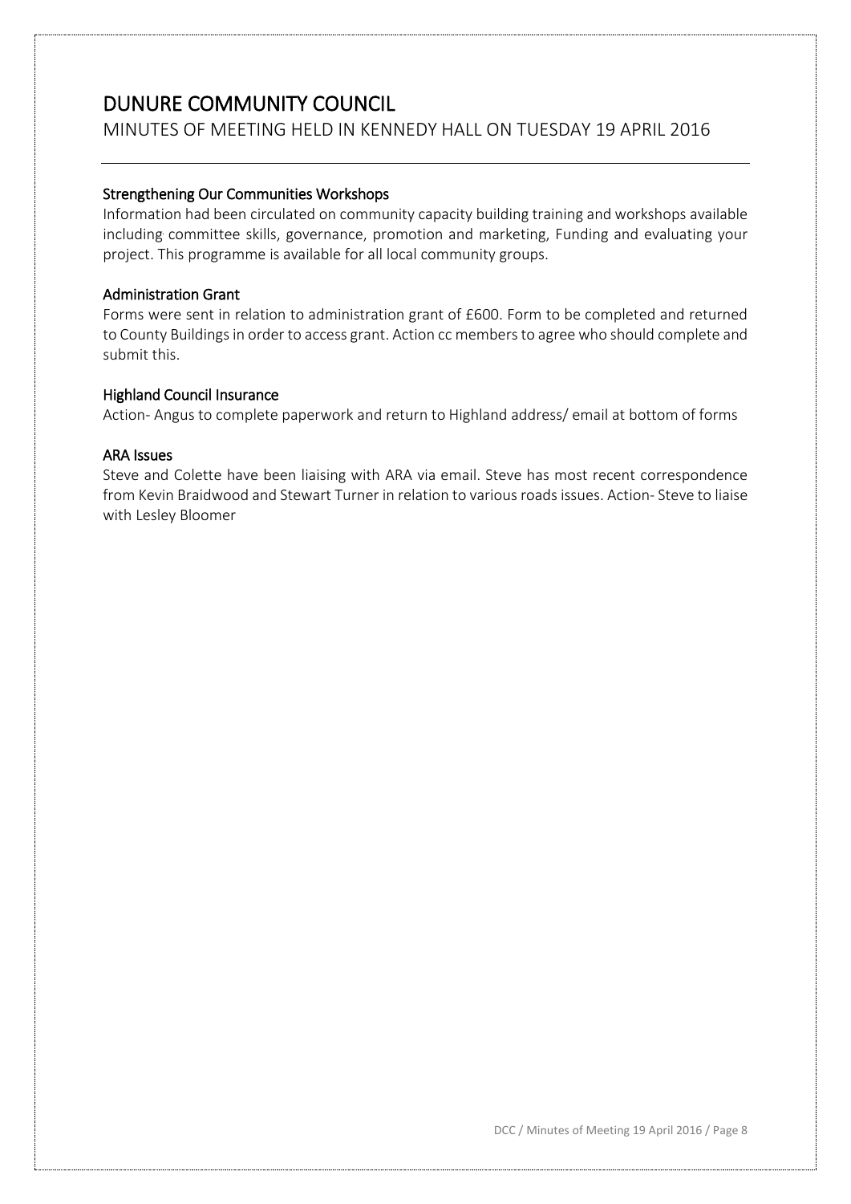# DUNURE COMMUNITY COUNCIL

MINUTES OF MEETING HELD IN KENNEDY HALL ON TUESDAY 19 APRIL 2016

---

### Strengthening Our Communities Workshops

Information had been circulated on community capacity building training and workshops available including committee skills, governance, promotion and marketing, Funding and evaluating your project. This programme is available for all local community groups.

### Administration Grant

Forms were sent in relation to administration grant of £600. Form to be completed and returned to County Buildings in order to access grant. Action cc members to agree who should complete and submit this.

### Highland Council Insurance

Action- Angus to complete paperwork and return to Highland address/ email at bottom of forms

### ARA Issues

Steve and Colette have been liaising with ARA via email. Steve has most recent correspondence from Kevin Braidwood and Stewart Turner in relation to various roads issues. Action- Steve to liaise with Lesley Bloomer